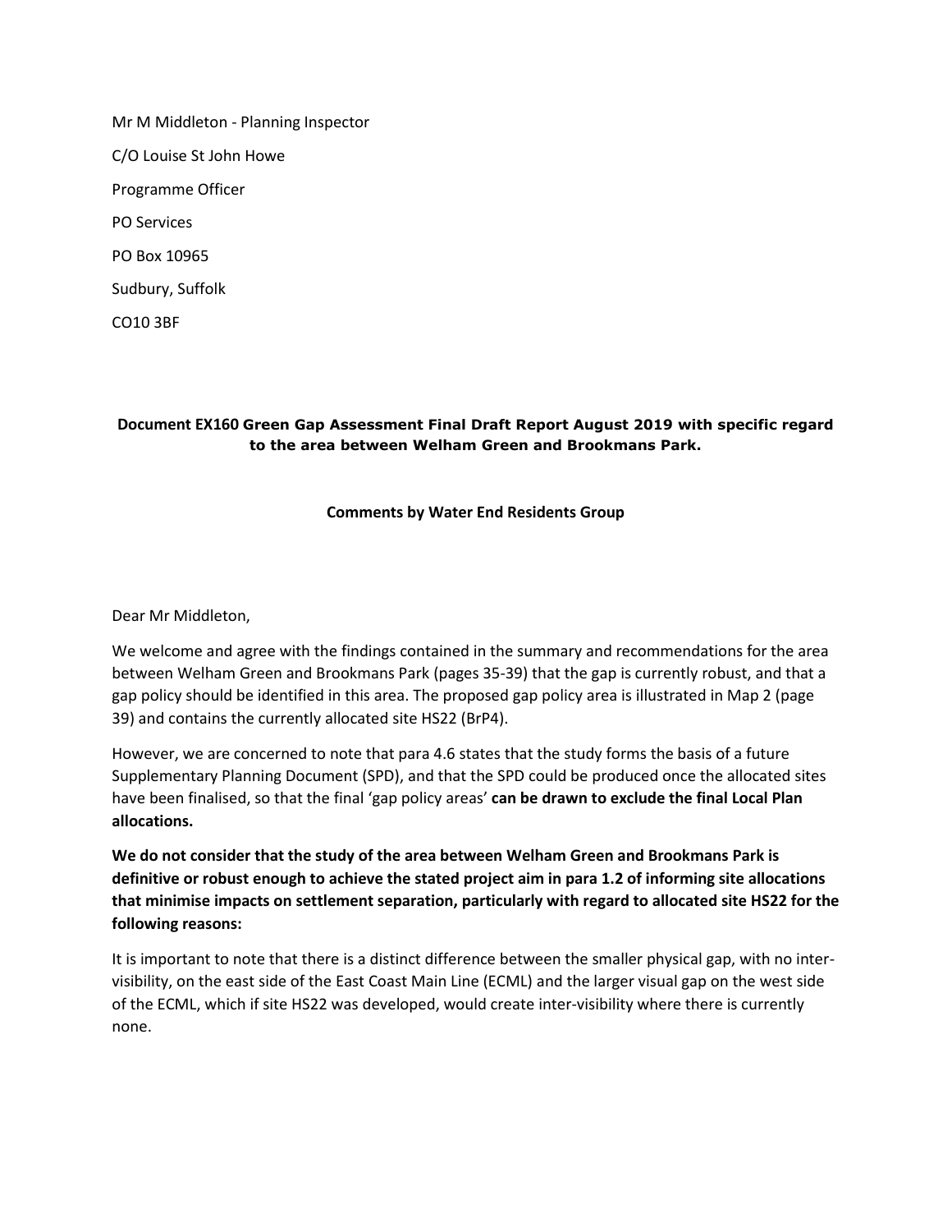Mr M Middleton - Planning Inspector

C/O Louise St John Howe

Programme Officer

PO Services

PO Box 10965

Sudbury, Suffolk

CO10 3BF

**Document EX160 Green Gap Assessment Final Draft Report August 2019 with specific regard to the area between Welham Green and Brookmans Park.**

**Comments by Water End Residents Group**

Dear Mr Middleton,

We welcome and agree with the findings contained in the summary and recommendations for the area between Welham Green and Brookmans Park (pages 35-39) that the gap is currently robust, and that a gap policy should be identified in this area. The proposed gap policy area is illustrated in Map 2 (page 39) and contains the currently allocated site HS22 (BrP4).

However, we are concerned to note that para 4.6 states that the study forms the basis of a future Supplementary Planning Document (SPD), and that the SPD could be produced once the allocated sites have been finalised, so that the final 'gap policy areas' **can be drawn to exclude the final Local Plan allocations.**

**We do not consider that the study of the area between Welham Green and Brookmans Park is definitive or robust enough to achieve the stated project aim in para 1.2 of informing site allocations that minimise impacts on settlement separation, particularly with regard to allocated site HS22 for the following reasons:**

It is important to note that there is a distinct difference between the smaller physical gap, with no inter-visibility, on the east side of the East Coast Main Line (ECML) and the larger visual gap on the west side of the ECML, which if site HS22 was developed, would create inter-visibility where there is currently none.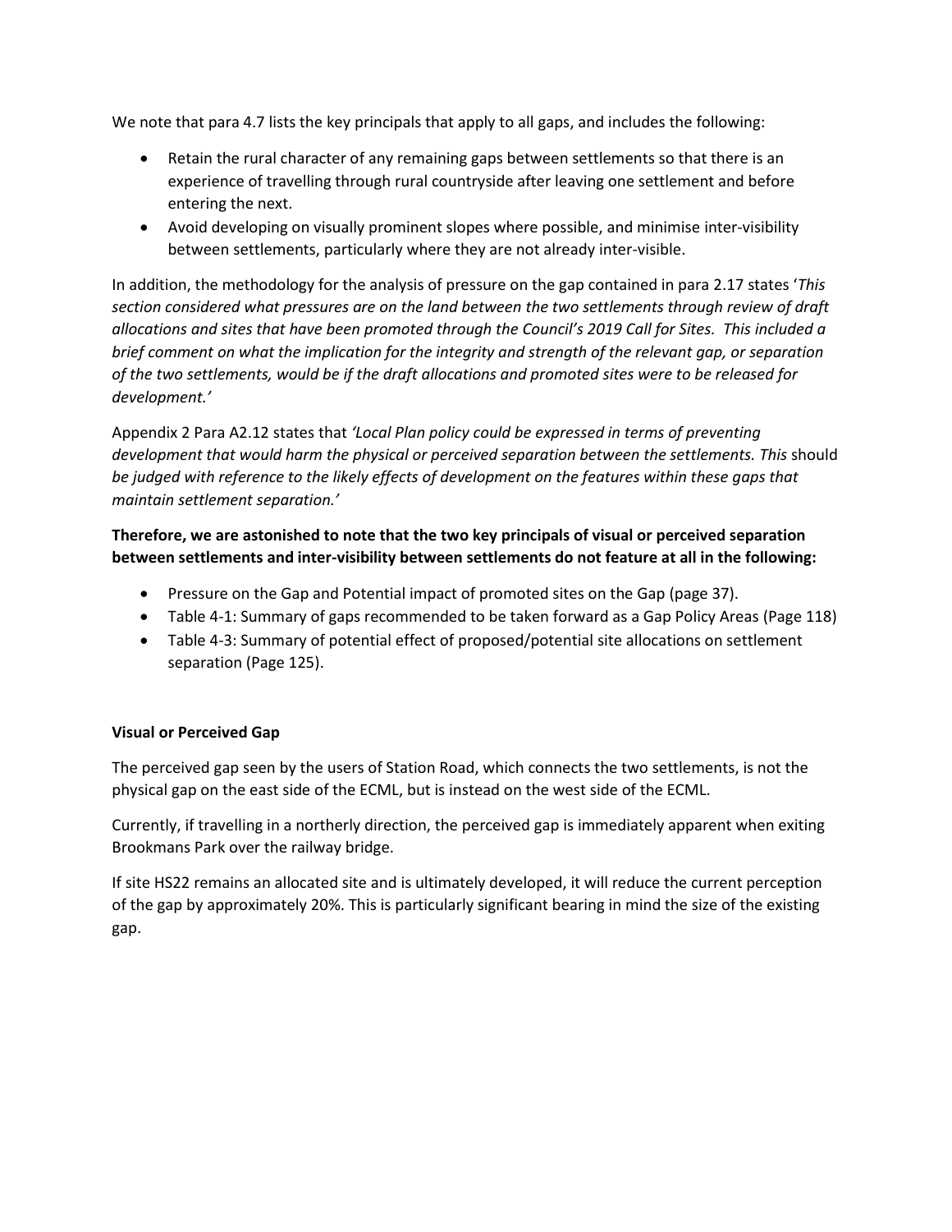We note that para 4.7 lists the key principals that apply to all gaps, and includes the following:

- Retain the rural character of any remaining gaps between settlements so that there is an experience of travelling through rural countryside after leaving one settlement and before entering the next.
- Avoid developing on visually prominent slopes where possible, and minimise inter-visibility between settlements, particularly where they are not already inter-visible.

In addition, the methodology for the analysis of pressure on the gap contained in para 2.17 states '*This section considered what pressures are on the land between the two settlements through review of draft allocations and sites that have been promoted through the Council's 2019 Call for Sites. This included a brief comment on what the implication for the integrity and strength of the relevant gap, or separation of the two settlements, would be if the draft allocations and promoted sites were to be released for development.*'

Appendix 2 Para A2.12 states that *'Local Plan policy could be expressed in terms of preventing development that would harm the physical or perceived separation between the settlements. This* should *be judged with reference to the likely effects of development on the features within these gaps that maintain settlement separation.'*

**Therefore, we are astonished to note that the two key principals of visual or perceived separation between settlements and inter-visibility between settlements do not feature at all in the following:**

- Pressure on the Gap and Potential impact of promoted sites on the Gap (page 37).
- Table 4-1: Summary of gaps recommended to be taken forward as a Gap Policy Areas (Page 118)
- Table 4-3: Summary of potential effect of proposed/potential site allocations on settlement separation (Page 125).

**Visual or Perceived Gap**

The perceived gap seen by the users of Station Road, which connects the two settlements, is not the physical gap on the east side of the ECML, but is instead on the west side of the ECML.

Currently, if travelling in a northerly direction, the perceived gap is immediately apparent when exiting Brookmans Park over the railway bridge.

If site HS22 remains an allocated site and is ultimately developed, it will reduce the current perception of the gap by approximately 20%. This is particularly significant bearing in mind the size of the existing gap.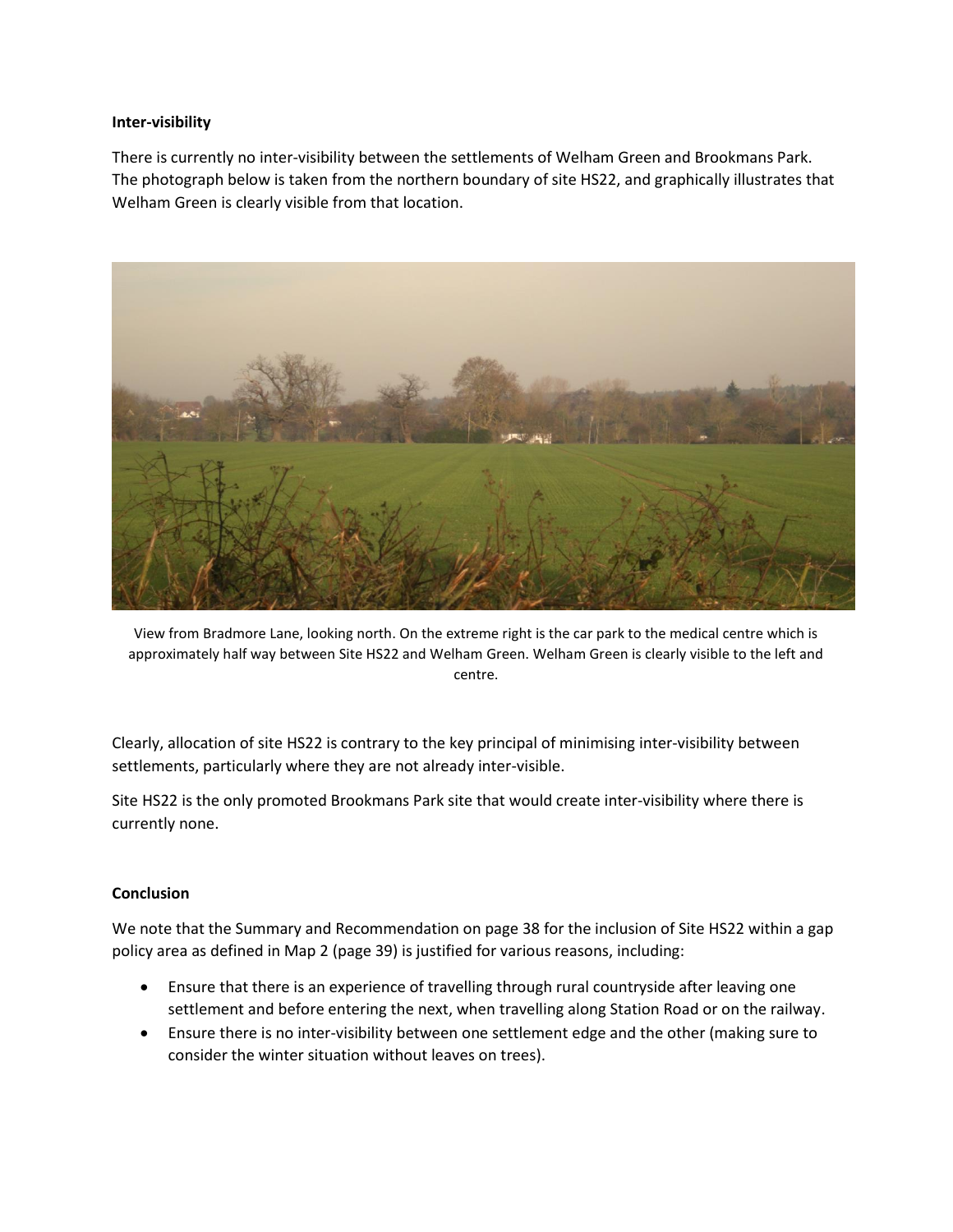**Inter-visibility**

There is currently no inter-visibility between the settlements of Welham Green and Brookmans Park. The photograph below is taken from the northern boundary of site HS22, and graphically illustrates that Welham Green is clearly visible from that location.

View from Bradmore Lane, looking north. On the extreme right is the car park to the medical centre which is approximately half way between Site HS22 and Welham Green. Welham Green is clearly visible to the left and centre.

Clearly, allocation of site HS22 is contrary to the key principal of minimising inter-visibility between settlements, particularly where they are not already inter-visible.

Site HS22 is the only promoted Brookmans Park site that would create inter-visibility where there is currently none.

**Conclusion**

We note that the Summary and Recommendation on page 38 for the inclusion of Site HS22 within a gap policy area as defined in Map 2 (page 39) is justified for various reasons, including:

- Ensure that there is an experience of travelling through rural countryside after leaving one settlement and before entering the next, when travelling along Station Road or on the railway.
- Ensure there is no inter-visibility between one settlement edge and the other (making sure to consider the winter situation without leaves on trees).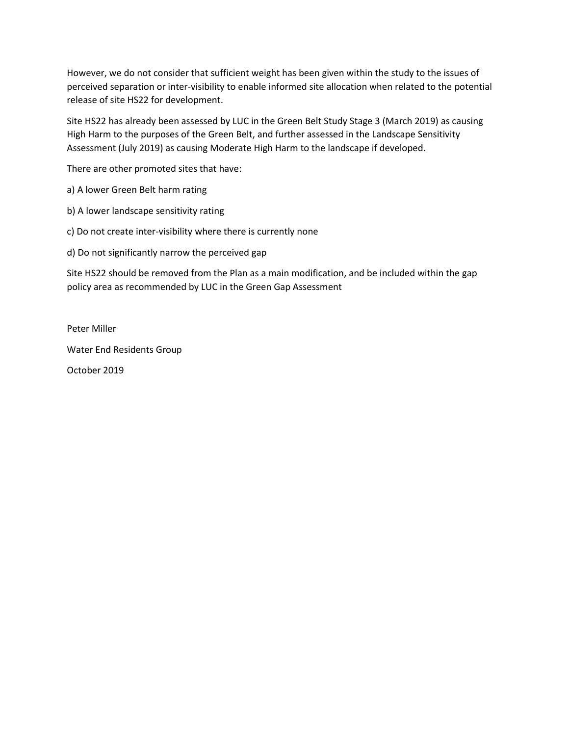However, we do not consider that sufficient weight has been given within the study to the issues of perceived separation or inter-visibility to enable informed site allocation when related to the potential release of site HS22 for development.

Site HS22 has already been assessed by LUC in the Green Belt Study Stage 3 (March 2019) as causing High Harm to the purposes of the Green Belt, and further assessed in the Landscape Sensitivity Assessment (July 2019) as causing Moderate High Harm to the landscape if developed.

There are other promoted sites that have:

a) A lower Green Belt harm rating

b) A lower landscape sensitivity rating

c) Do not create inter-visibility where there is currently none

d) Do not significantly narrow the perceived gap

Site HS22 should be removed from the Plan as a main modification, and be included within the gap policy area as recommended by LUC in the Green Gap Assessment

Peter Miller

Water End Residents Group

October 2019